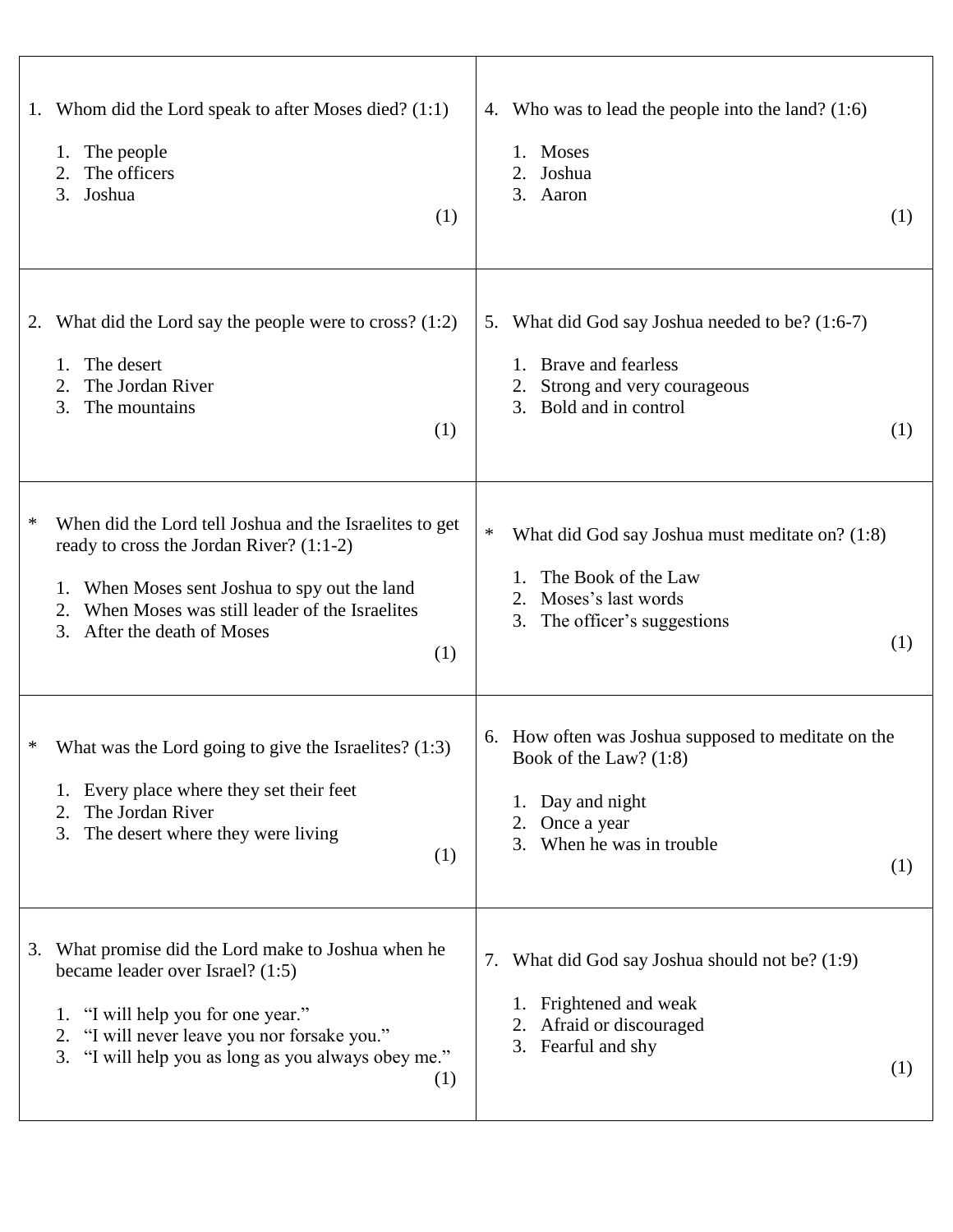1. Whom did the Lord speak to after Moses died? (1:1)

   1. The people
   2. The officers
   3. Joshua

   (1)

2. What did the Lord say the people were to cross? (1:2)

   1. The desert
   2. The Jordan River
   3. The mountains

   (1)

\* When did the Lord tell Joshua and the Israelites to get ready to cross the Jordan River? (1:1-2)

   1. When Moses sent Joshua to spy out the land
   2. When Moses was still leader of the Israelites
   3. After the death of Moses

   (1)

\* What was the Lord going to give the Israelites? (1:3)

   1. Every place where they set their feet
   2. The Jordan River
   3. The desert where they were living

   (1)

3. What promise did the Lord make to Joshua when he became leader over Israel? (1:5)

   1. "I will help you for one year."
   2. "I will never leave you nor forsake you."
   3. "I will help you as long as you always obey me."

   (1)

4. Who was to lead the people into the land? (1:6)

   1. Moses
   2. Joshua
   3. Aaron

   (1)

5. What did God say Joshua needed to be? (1:6-7)

   1. Brave and fearless
   2. Strong and very courageous
   3. Bold and in control

   (1)

\* What did God say Joshua must meditate on? (1:8)

   1. The Book of the Law
   2. Moses's last words
   3. The officer's suggestions

   (1)

6. How often was Joshua supposed to meditate on the Book of the Law? (1:8)

   1. Day and night
   2. Once a year
   3. When he was in trouble

   (1)

7. What did God say Joshua should not be? (1:9)

   1. Frightened and weak
   2. Afraid or discouraged
   3. Fearful and shy

   (1)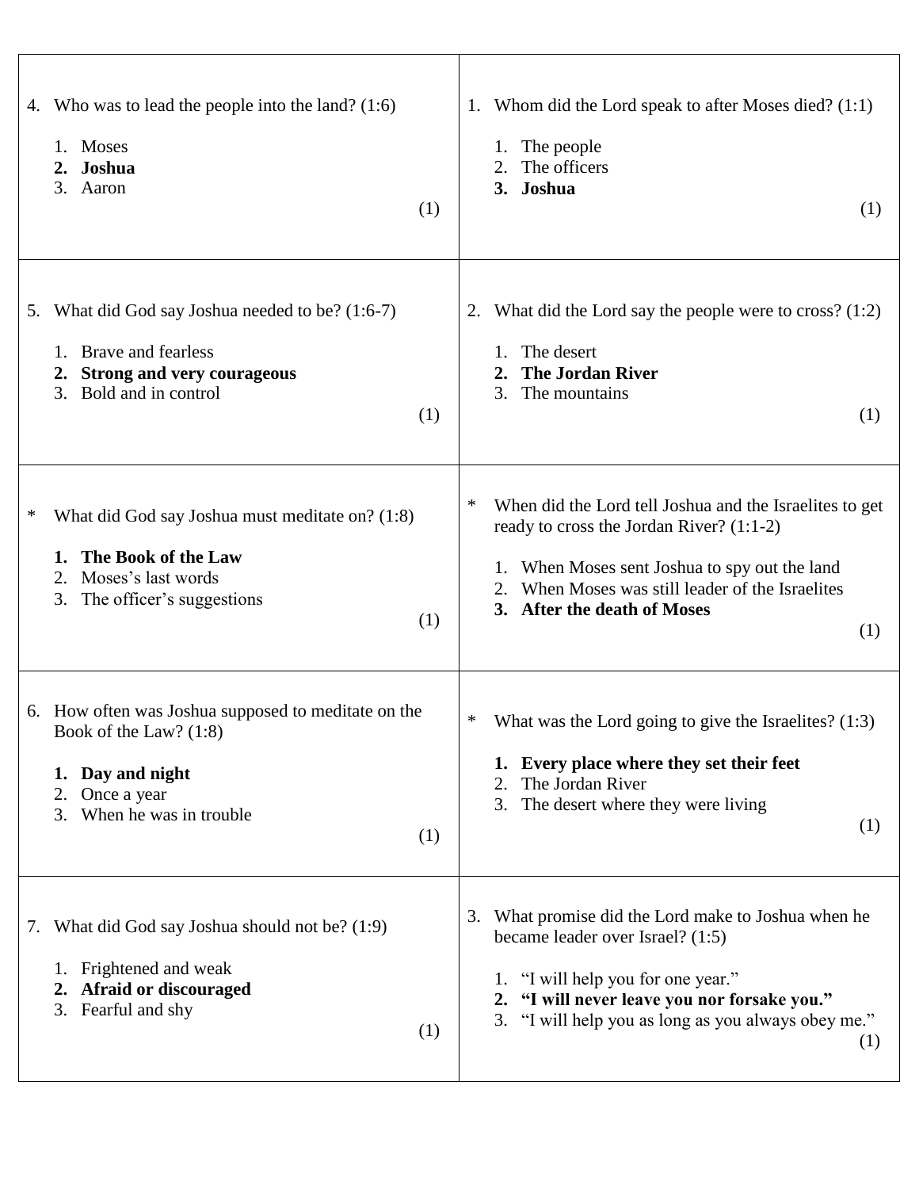| | |
|---|---|
| 4. Who was to lead the people into the land? (1:6)<br><br>1. Moses<br>**2. Joshua**<br>3. Aaron<br><br>(1) | 1. Whom did the Lord speak to after Moses died? (1:1)<br><br>1. The people<br>2. The officers<br>**3. Joshua**<br><br>(1) |
| 5. What did God say Joshua needed to be? (1:6-7)<br><br>1. Brave and fearless<br>**2. Strong and very courageous**<br>3. Bold and in control<br><br>(1) | 2. What did the Lord say the people were to cross? (1:2)<br><br>1. The desert<br>**2. The Jordan River**<br>3. The mountains<br><br>(1) |
| * What did God say Joshua must meditate on? (1:8)<br><br>**1. The Book of the Law**<br>2. Moses's last words<br>3. The officer's suggestions<br><br>(1) | * When did the Lord tell Joshua and the Israelites to get ready to cross the Jordan River? (1:1-2)<br><br>1. When Moses sent Joshua to spy out the land<br>2. When Moses was still leader of the Israelites<br>**3. After the death of Moses**<br><br>(1) |
| 6. How often was Joshua supposed to meditate on the Book of the Law? (1:8)<br><br>**1. Day and night**<br>2. Once a year<br>3. When he was in trouble<br><br>(1) | * What was the Lord going to give the Israelites? (1:3)<br><br>**1. Every place where they set their feet**<br>2. The Jordan River<br>3. The desert where they were living<br><br>(1) |
| 7. What did God say Joshua should not be? (1:9)<br><br>1. Frightened and weak<br>**2. Afraid or discouraged**<br>3. Fearful and shy<br><br>(1) | 3. What promise did the Lord make to Joshua when he became leader over Israel? (1:5)<br><br>1. "I will help you for one year."<br>**2. "I will never leave you nor forsake you."**<br>3. "I will help you as long as you always obey me."<br><br>(1) |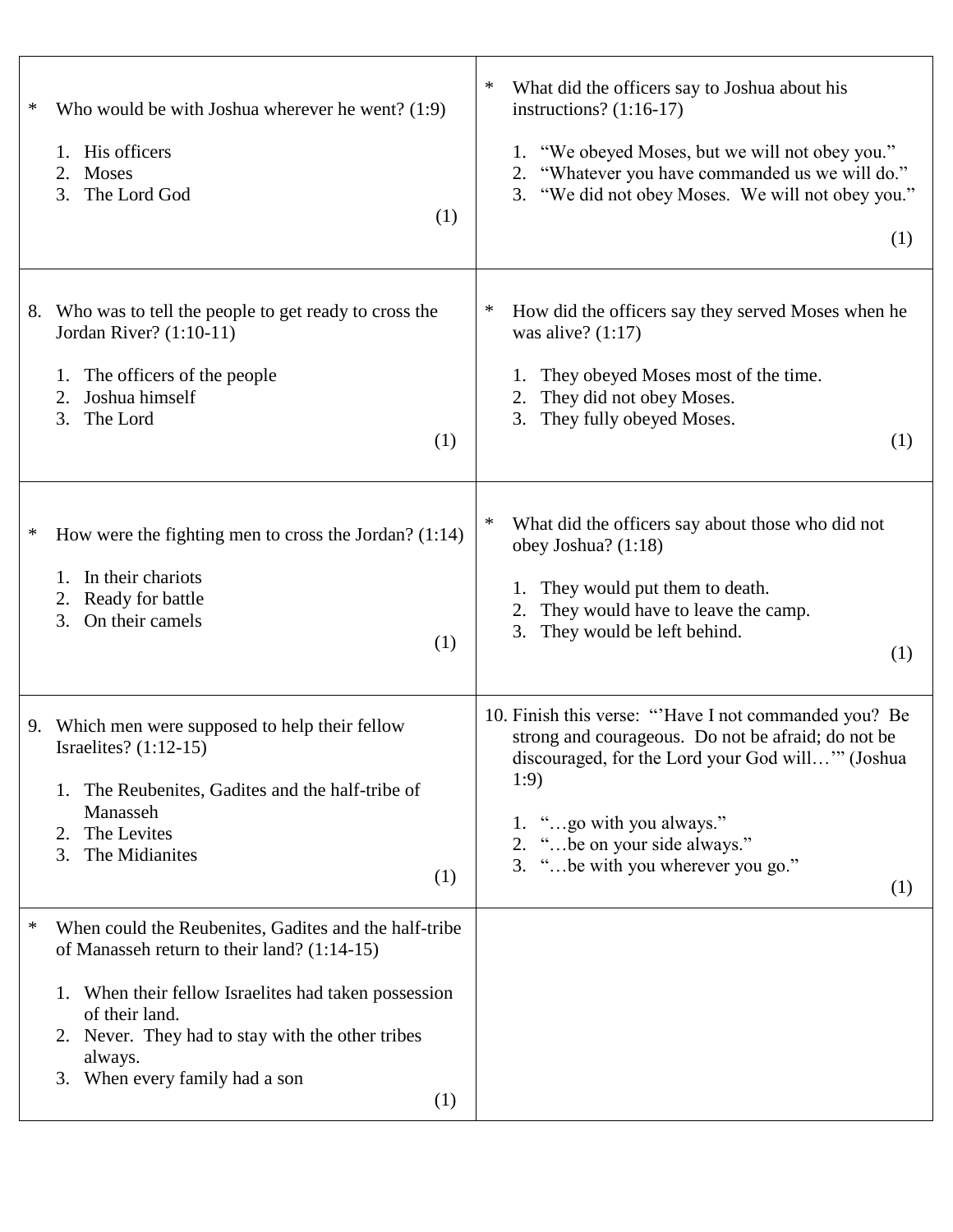* Who would be with Joshua wherever he went? (1:9)

1. His officers
2. Moses
3. The Lord God

(1)

8. Who was to tell the people to get ready to cross the Jordan River? (1:10-11)

1. The officers of the people
2. Joshua himself
3. The Lord

(1)

* How were the fighting men to cross the Jordan? (1:14)

1. In their chariots
2. Ready for battle
3. On their camels

(1)

9. Which men were supposed to help their fellow Israelites? (1:12-15)

1. The Reubenites, Gadites and the half-tribe of Manasseh
2. The Levites
3. The Midianites

(1)

* When could the Reubenites, Gadites and the half-tribe of Manasseh return to their land? (1:14-15)

1. When their fellow Israelites had taken possession of their land.
2. Never. They had to stay with the other tribes always.
3. When every family had a son

(1)

* What did the officers say to Joshua about his instructions? (1:16-17)

1. "We obeyed Moses, but we will not obey you."
2. "Whatever you have commanded us we will do."
3. "We did not obey Moses. We will not obey you."

(1)

* How did the officers say they served Moses when he was alive? (1:17)

1. They obeyed Moses most of the time.
2. They did not obey Moses.
3. They fully obeyed Moses.

(1)

* What did the officers say about those who did not obey Joshua? (1:18)

1. They would put them to death.
2. They would have to leave the camp.
3. They would be left behind.

(1)

10. Finish this verse: "'Have I not commanded you? Be strong and courageous. Do not be afraid; do not be discouraged, for the Lord your God will…'" (Joshua 1:9)

1. "…go with you always."
2. "…be on your side always."
3. "…be with you wherever you go."

(1)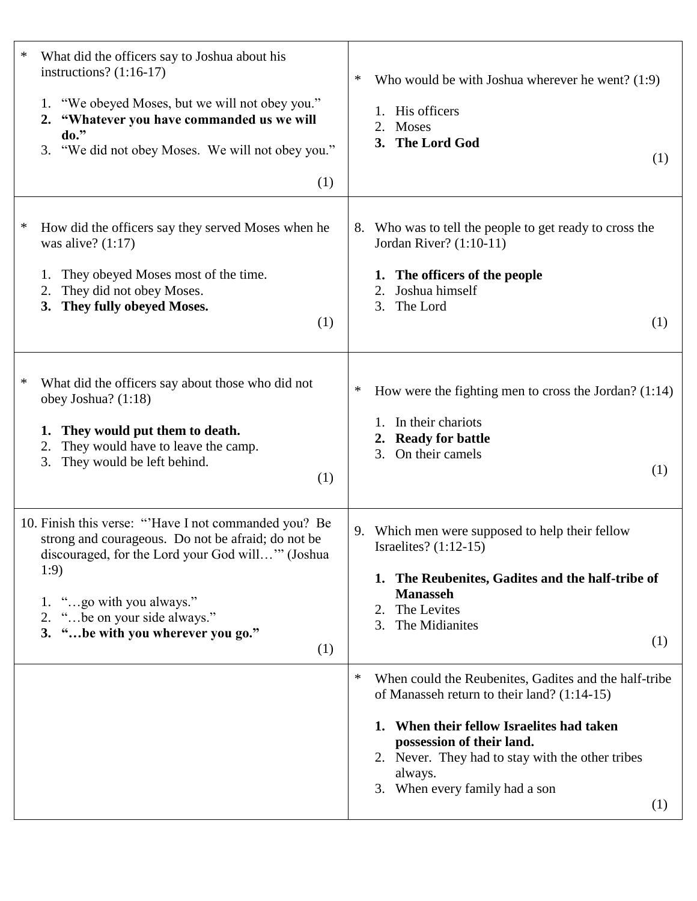\* What did the officers say to Joshua about his instructions? (1:16-17)

1. "We obeyed Moses, but we will not obey you."
2. **"Whatever you have commanded us we will do."**
3. "We did not obey Moses. We will not obey you."

(1)

\* Who would be with Joshua wherever he went? (1:9)

1. His officers
2. Moses
3. **The Lord God**

(1)

\* How did the officers say they served Moses when he was alive? (1:17)

1. They obeyed Moses most of the time.
2. They did not obey Moses.
3. **They fully obeyed Moses.**

(1)

8. Who was to tell the people to get ready to cross the Jordan River? (1:10-11)

1. **The officers of the people**
2. Joshua himself
3. The Lord

(1)

\* What did the officers say about those who did not obey Joshua? (1:18)

1. **They would put them to death.**
2. They would have to leave the camp.
3. They would be left behind.

(1)

\* How were the fighting men to cross the Jordan? (1:14)

1. In their chariots
2. **Ready for battle**
3. On their camels

(1)

10. Finish this verse: "'Have I not commanded you? Be strong and courageous. Do not be afraid; do not be discouraged, for the Lord your God will…'" (Joshua 1:9)

1. "…go with you always."
2. "…be on your side always."
3. **"…be with you wherever you go."**

(1)

9. Which men were supposed to help their fellow Israelites? (1:12-15)

1. **The Reubenites, Gadites and the half-tribe of Manasseh**
2. The Levites
3. The Midianites

(1)

\* When could the Reubenites, Gadites and the half-tribe of Manasseh return to their land? (1:14-15)

1. **When their fellow Israelites had taken possession of their land.**
2. Never. They had to stay with the other tribes always.
3. When every family had a son

(1)